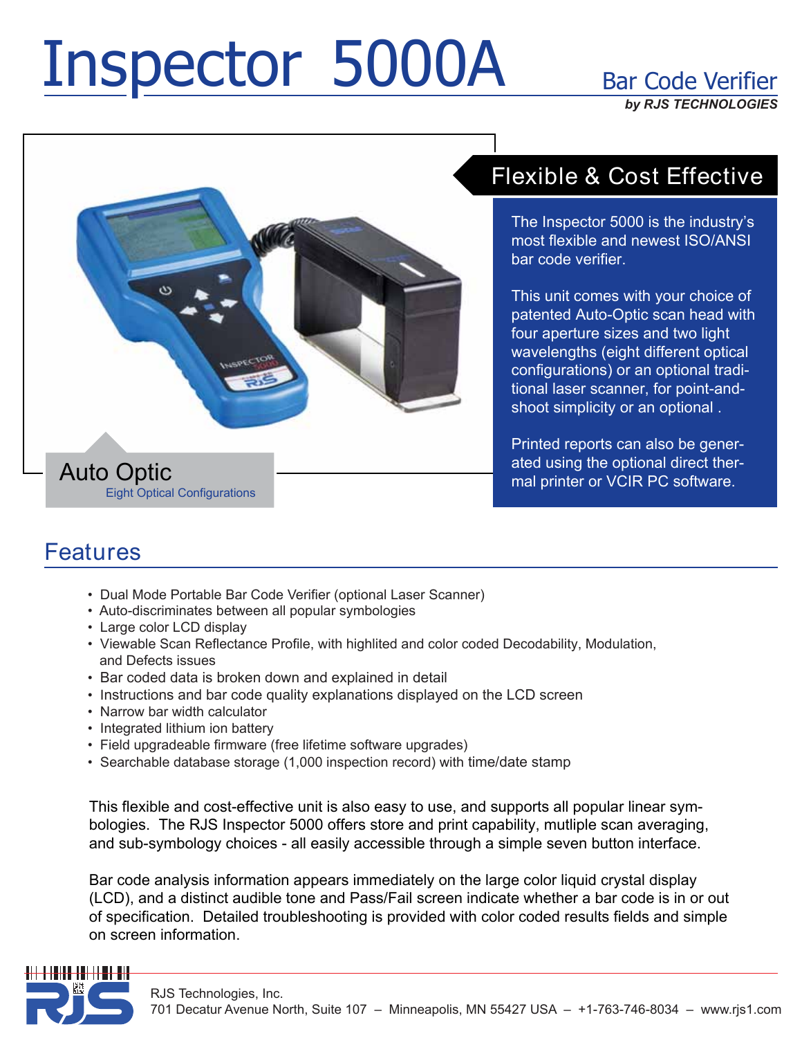# Inspector 5000A

## Bar Code Verifier

***by RJS TECHNOLOGIES***

## Flexible & Cost Effective

The Inspector 5000 is the industry's most flexible and newest ISO/ANSI bar code verifier.

This unit comes with your choice of patented Auto-Optic scan head with four aperture sizes and two light wavelengths (eight different optical configurations) or an optional traditional laser scanner, for point-and-shoot simplicity or an optional .

Printed reports can also be generated using the optional direct thermal printer or VCIR PC software.

Auto Optic

Eight Optical Configurations

## Features

- Dual Mode Portable Bar Code Verifier (optional Laser Scanner)
- Auto-discriminates between all popular symbologies
- Large color LCD display
- Viewable Scan Reflectance Profile, with highlited and color coded Decodability, Modulation, and Defects issues
- Bar coded data is broken down and explained in detail
- Instructions and bar code quality explanations displayed on the LCD screen
- Narrow bar width calculator
- Integrated lithium ion battery
- Field upgradeable firmware (free lifetime software upgrades)
- Searchable database storage (1,000 inspection record) with time/date stamp

This flexible and cost-effective unit is also easy to use, and supports all popular linear symbologies. The RJS Inspector 5000 offers store and print capability, mutliple scan averaging, and sub-symbology choices - all easily accessible through a simple seven button interface.

Bar code analysis information appears immediately on the large color liquid crystal display (LCD), and a distinct audible tone and Pass/Fail screen indicate whether a bar code is in or out of specification. Detailed troubleshooting is provided with color coded results fields and simple on screen information.

RJS Technologies, Inc.
701 Decatur Avenue North, Suite 107 – Minneapolis, MN 55427 USA – +1-763-746-8034 – www.rjs1.com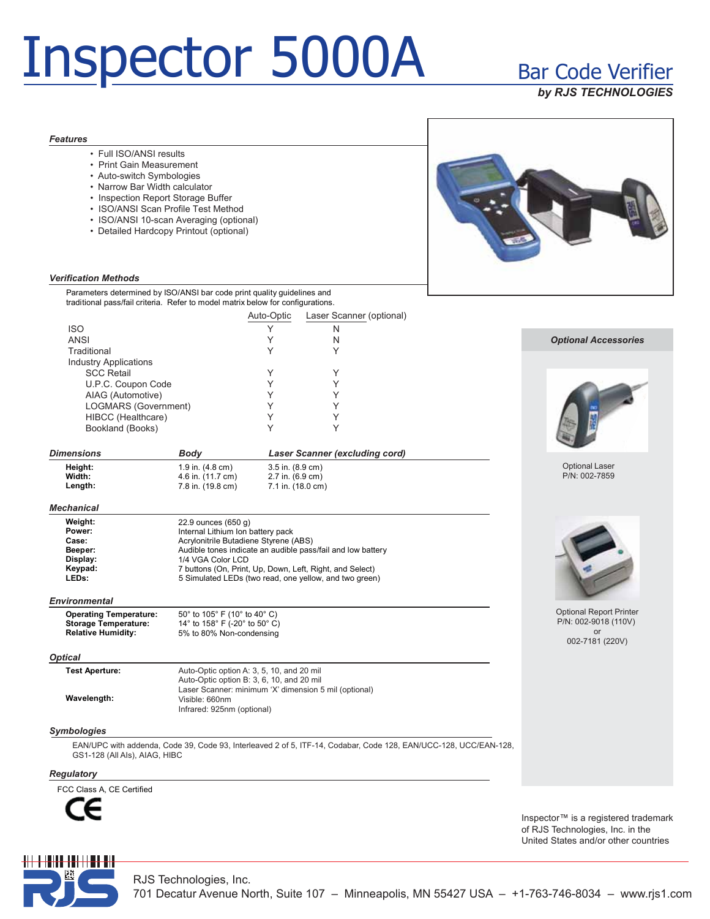# Inspector 5000A

## Bar Code Verifier

**by RJS TECHNOLOGIES**

### *Features*

- Full ISO/ANSI results
- Print Gain Measurement
- Auto-switch Symbologies
- Narrow Bar Width calculator
- Inspection Report Storage Buffer
- ISO/ANSI Scan Profile Test Method
- ISO/ANSI 10-scan Averaging (optional)
- Detailed Hardcopy Printout (optional)

### *Verification Methods*

Parameters determined by ISO/ANSI bar code print quality guidelines and traditional pass/fail criteria. Refer to model matrix below for configurations.

| | Auto-Optic | Laser Scanner (optional) |
|---|---|---|
| ISO | Y | N |
| ANSI | Y | N |
| Traditional | Y | Y |
| Industry Applications | | |
| SCC Retail | Y | Y |
| U.P.C. Coupon Code | Y | Y |
| AIAG (Automotive) | Y | Y |
| LOGMARS (Government) | Y | Y |
| HIBCC (Healthcare) | Y | Y |
| Bookland (Books) | Y | Y |

### *Dimensions*

| | Body | Laser Scanner (excluding cord) |
|---|---|---|
| **Height:** | 1.9 in. (4.8 cm) | 3.5 in. (8.9 cm) |
| **Width:** | 4.6 in. (11.7 cm) | 2.7 in. (6.9 cm) |
| **Length:** | 7.8 in. (19.8 cm) | 7.1 in. (18.0 cm) |

### *Mechanical*

| | |
|---|---|
| **Weight:** | 22.9 ounces (650 g) |
| **Power:** | Internal Lithium Ion battery pack |
| **Case:** | Acrylonitrile Butadiene Styrene (ABS) |
| **Beeper:** | Audible tones indicate an audible pass/fail and low battery |
| **Display:** | 1/4 VGA Color LCD |
| **Keypad:** | 7 buttons (On, Print, Up, Down, Left, Right, and Select) |
| **LEDs:** | 5 Simulated LEDs (two read, one yellow, and two green) |

### *Environmental*

| | |
|---|---|
| **Operating Temperature:** | 50° to 105° F (10° to 40° C) |
| **Storage Temperature:** | 14° to 158° F (-20° to 50° C) |
| **Relative Humidity:** | 5% to 80% Non-condensing |

### *Optical*

| | |
|---|---|
| **Test Aperture:** | Auto-Optic option A: 3, 5, 10, and 20 mil<br>Auto-Optic option B: 3, 6, 10, and 20 mil<br>Laser Scanner: minimum 'X' dimension 5 mil (optional) |
| **Wavelength:** | Visible: 660nm<br>Infrared: 925nm (optional) |

### *Symbologies*

EAN/UPC with addenda, Code 39, Code 93, Interleaved 2 of 5, ITF-14, Codabar, Code 128, EAN/UCC-128, UCC/EAN-128, GS1-128 (All AIs), AIAG, HIBC

### *Regulatory*

FCC Class A, CE Certified

### *Optional Accessories*

Optional Laser
P/N: 002-7859

Optional Report Printer
P/N: 002-9018 (110V)
or
002-7181 (220V)

Inspector™ is a registered trademark of RJS Technologies, Inc. in the United States and/or other countries

RJS Technologies, Inc.
701 Decatur Avenue North, Suite 107 – Minneapolis, MN 55427 USA – +1-763-746-8034 – www.rjs1.com